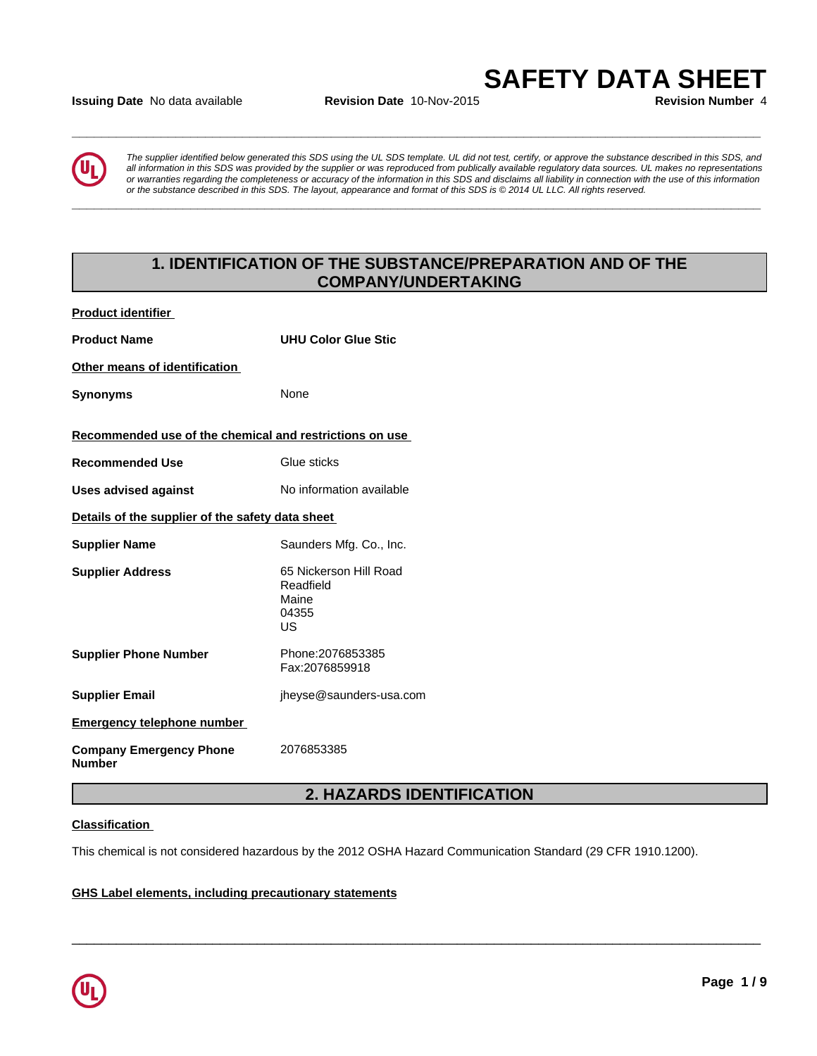# SAFETY DATA SHEET

**Issuing Date** No data available **Revision Date** 10-Nov-2015 **Revision Number** 4

*The supplier identified below generated this SDS using the UL SDS template. UL did not test, certify, or approve the substance described in this SDS, and all information in this SDS was provided by the supplier or was reproduced from publically available regulatory data sources. UL makes no representations or warranties regarding the completeness or accuracy of the information in this SDS and disclaims all liability in connection with the use of this information or the substance described in this SDS. The layout, appearance and format of this SDS is © 2014 UL LLC. All rights reserved.*

## 1. IDENTIFICATION OF THE SUBSTANCE/PREPARATION AND OF THE COMPANY/UNDERTAKING

**Product identifier**

| | |
|---|---|
| **Product Name** | **UHU Color Glue Stic** |

**Other means of identification**

| | |
|---|---|
| **Synonyms** | None |

**Recommended use of the chemical and restrictions on use**

| | |
|---|---|
| **Recommended Use** | Glue sticks |
| **Uses advised against** | No information available |

**Details of the supplier of the safety data sheet**

| | |
|---|---|
| **Supplier Name** | Saunders Mfg. Co., Inc. |
| **Supplier Address** | 65 Nickerson Hill Road<br>Readfield<br>Maine<br>04355<br>US |
| **Supplier Phone Number** | Phone:2076853385<br>Fax:2076859918 |
| **Supplier Email** | jheyse@saunders-usa.com |

**Emergency telephone number**

| | |
|---|---|
| **Company Emergency Phone Number** | 2076853385 |

## 2. HAZARDS IDENTIFICATION

**Classification**

This chemical is not considered hazardous by the 2012 OSHA Hazard Communication Standard (29 CFR 1910.1200).

**GHS Label elements, including precautionary statements**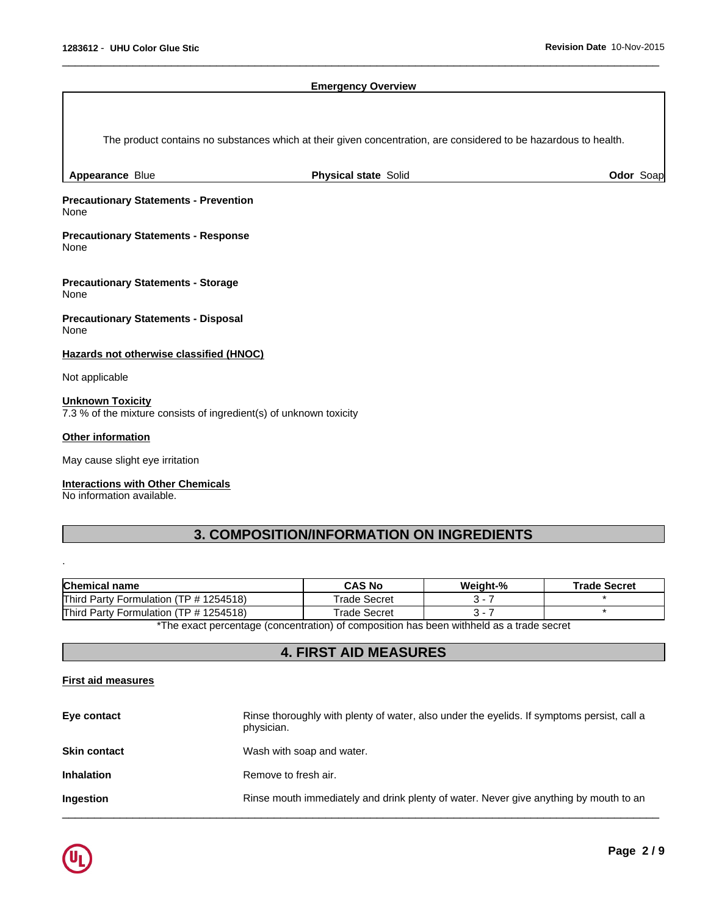**Emergency Overview**

The product contains no substances which at their given concentration, are considered to be hazardous to health.

**Appearance** Blue **Physical state** Solid **Odor** Soap

**Precautionary Statements - Prevention**
None

**Precautionary Statements - Response**
None

**Precautionary Statements - Storage**
None

**Precautionary Statements - Disposal**
None

**Hazards not otherwise classified (HNOC)**

Not applicable

**Unknown Toxicity**
7.3 % of the mixture consists of ingredient(s) of unknown toxicity

**Other information**

May cause slight eye irritation

**Interactions with Other Chemicals**
No information available.

## 3. COMPOSITION/INFORMATION ON INGREDIENTS

.

| Chemical name | CAS No | Weight-% | Trade Secret |
|---|---|---|---|
| Third Party Formulation (TP # 1254518) | Trade Secret | 3 - 7 | * |
| Third Party Formulation (TP # 1254518) | Trade Secret | 3 - 7 | * |

*The exact percentage (concentration) of composition has been withheld as a trade secret

## 4. FIRST AID MEASURES

**First aid measures**

**Eye contact** Rinse thoroughly with plenty of water, also under the eyelids. If symptoms persist, call a physician.

**Skin contact** Wash with soap and water.

**Inhalation** Remove to fresh air.

**Ingestion** Rinse mouth immediately and drink plenty of water. Never give anything by mouth to an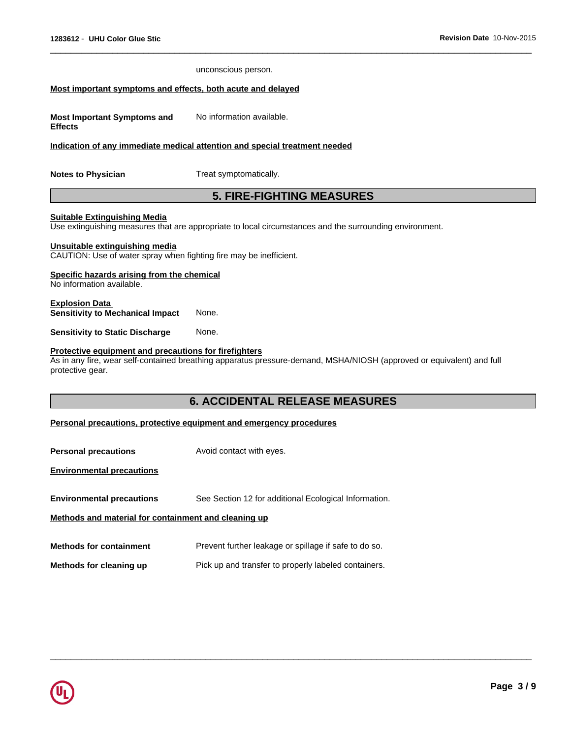unconscious person.

**Most important symptoms and effects, both acute and delayed**

**Most Important Symptoms and Effects** No information available.

**Indication of any immediate medical attention and special treatment needed**

**Notes to Physician** Treat symptomatically.

## 5. FIRE-FIGHTING MEASURES

**Suitable Extinguishing Media**
Use extinguishing measures that are appropriate to local circumstances and the surrounding environment.

**Unsuitable extinguishing media**
CAUTION: Use of water spray when fighting fire may be inefficient.

**Specific hazards arising from the chemical**
No information available.

**Explosion Data**
**Sensitivity to Mechanical Impact** None.

**Sensitivity to Static Discharge** None.

**Protective equipment and precautions for firefighters**
As in any fire, wear self-contained breathing apparatus pressure-demand, MSHA/NIOSH (approved or equivalent) and full protective gear.

## 6. ACCIDENTAL RELEASE MEASURES

**Personal precautions, protective equipment and emergency procedures**

**Personal precautions** Avoid contact with eyes.

**Environmental precautions**

**Environmental precautions** See Section 12 for additional Ecological Information.

**Methods and material for containment and cleaning up**

**Methods for containment** Prevent further leakage or spillage if safe to do so.

**Methods for cleaning up** Pick up and transfer to properly labeled containers.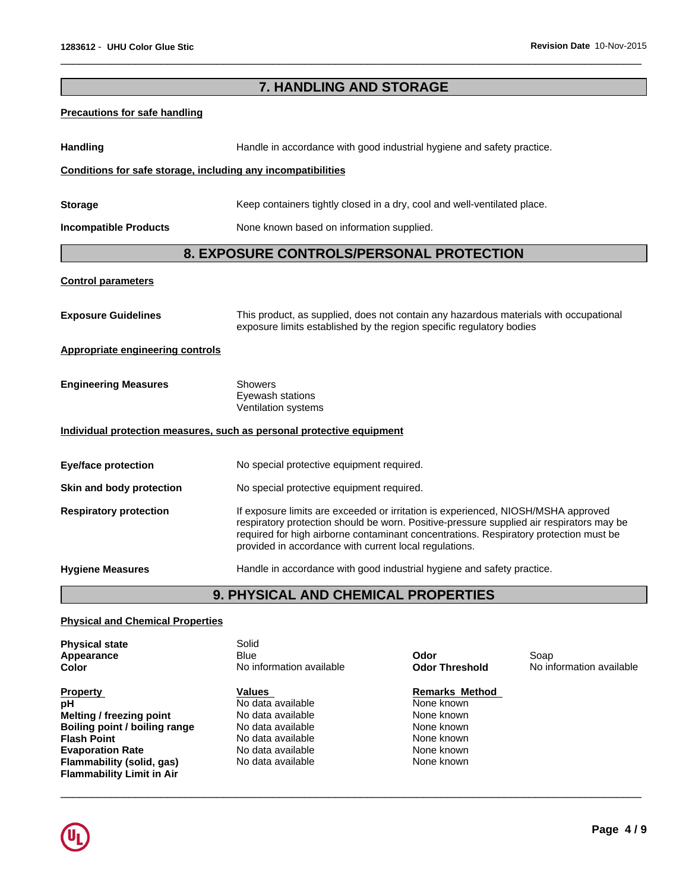## 7. HANDLING AND STORAGE

**Precautions for safe handling**

**Handling** Handle in accordance with good industrial hygiene and safety practice.

**Conditions for safe storage, including any incompatibilities**

**Storage** Keep containers tightly closed in a dry, cool and well-ventilated place.

**Incompatible Products** None known based on information supplied.

## 8. EXPOSURE CONTROLS/PERSONAL PROTECTION

**Control parameters**

**Exposure Guidelines** This product, as supplied, does not contain any hazardous materials with occupational exposure limits established by the region specific regulatory bodies

**Appropriate engineering controls**

**Engineering Measures**
- Showers
- Eyewash stations
- Ventilation systems

**Individual protection measures, such as personal protective equipment**

**Eye/face protection** No special protective equipment required.

**Skin and body protection** No special protective equipment required.

**Respiratory protection** If exposure limits are exceeded or irritation is experienced, NIOSH/MSHA approved respiratory protection should be worn. Positive-pressure supplied air respirators may be required for high airborne contaminant concentrations. Respiratory protection must be provided in accordance with current local regulations.

**Hygiene Measures** Handle in accordance with good industrial hygiene and safety practice.

## 9. PHYSICAL AND CHEMICAL PROPERTIES

**Physical and Chemical Properties**

| | | | |
|---|---|---|---|
| **Physical state** | Solid | | |
| **Appearance** | Blue | **Odor** | Soap |
| **Color** | No information available | **Odor Threshold** | No information available |

| Property | Values | Remarks Method |
|---|---|---|
| **pH** | No data available | None known |
| **Melting / freezing point** | No data available | None known |
| **Boiling point / boiling range** | No data available | None known |
| **Flash Point** | No data available | None known |
| **Evaporation Rate** | No data available | None known |
| **Flammability (solid, gas)** | No data available | None known |
| **Flammability Limit in Air** | | |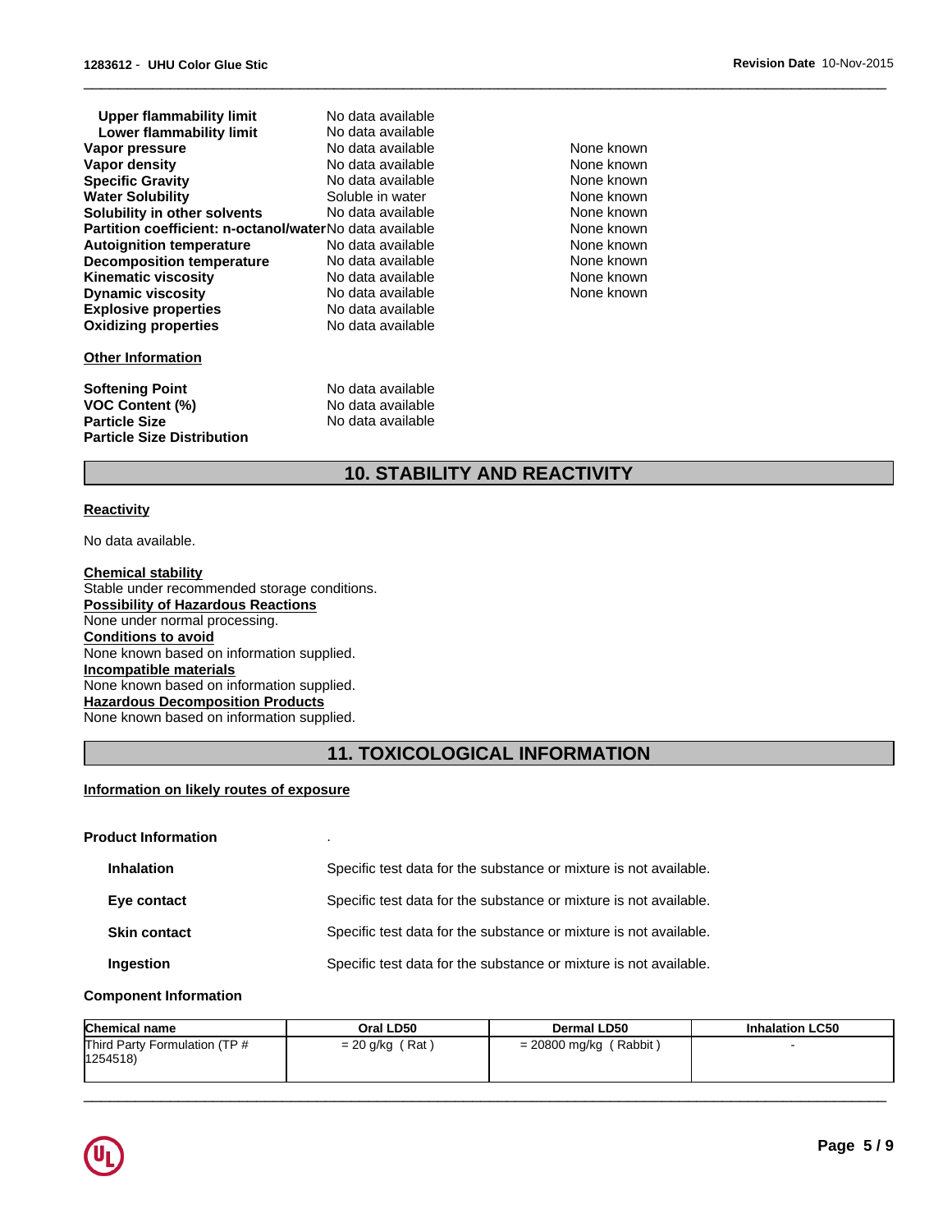| | | |
|---|---|---|
| **Upper flammability limit** | No data available | |
| **Lower flammability limit** | No data available | |
| **Vapor pressure** | No data available | None known |
| **Vapor density** | No data available | None known |
| **Specific Gravity** | No data available | None known |
| **Water Solubility** | Soluble in water | None known |
| **Solubility in other solvents** | No data available | None known |
| **Partition coefficient: n-octanol/water** | No data available | None known |
| **Autoignition temperature** | No data available | None known |
| **Decomposition temperature** | No data available | None known |
| **Kinematic viscosity** | No data available | None known |
| **Dynamic viscosity** | No data available | None known |
| **Explosive properties** | No data available | |
| **Oxidizing properties** | No data available | |

**Other Information**

| | |
|---|---|
| **Softening Point** | No data available |
| **VOC Content (%)** | No data available |
| **Particle Size** | No data available |
| **Particle Size Distribution** | |

## 10. STABILITY AND REACTIVITY

**Reactivity**

No data available.

**Chemical stability**
Stable under recommended storage conditions.

**Possibility of Hazardous Reactions**
None under normal processing.

**Conditions to avoid**
None known based on information supplied.

**Incompatible materials**
None known based on information supplied.

**Hazardous Decomposition Products**
None known based on information supplied.

## 11. TOXICOLOGICAL INFORMATION

**Information on likely routes of exposure**

**Product Information** .

| | |
|---|---|
| **Inhalation** | Specific test data for the substance or mixture is not available. |
| **Eye contact** | Specific test data for the substance or mixture is not available. |
| **Skin contact** | Specific test data for the substance or mixture is not available. |
| **Ingestion** | Specific test data for the substance or mixture is not available. |

**Component Information**

| Chemical name | Oral LD50 | Dermal LD50 | Inhalation LC50 |
|---|---|---|---|
| Third Party Formulation (TP # 1254518) | = 20 g/kg ( Rat ) | = 20800 mg/kg ( Rabbit ) | - |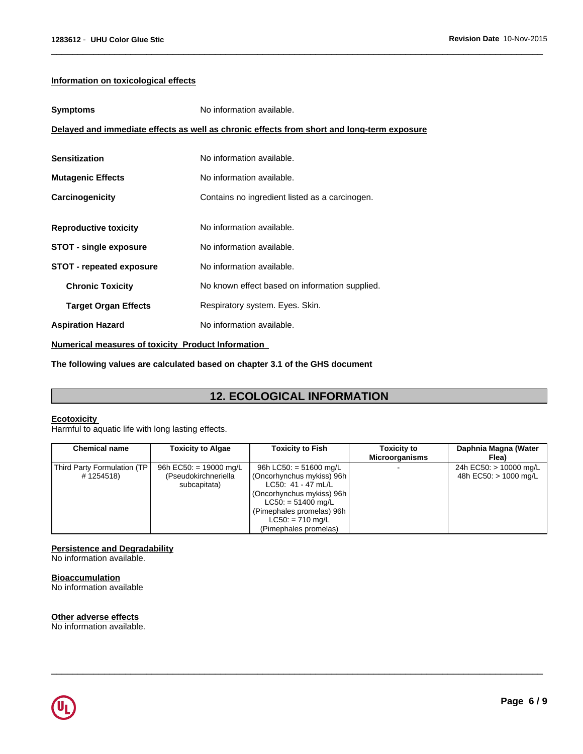**Information on toxicological effects**

**Symptoms** No information available.

**Delayed and immediate effects as well as chronic effects from short and long-term exposure**

**Sensitization** No information available.

**Mutagenic Effects** No information available.

**Carcinogenicity** Contains no ingredient listed as a carcinogen.

**Reproductive toxicity** No information available.

**STOT - single exposure** No information available.

**STOT - repeated exposure** No information available.

**Chronic Toxicity** No known effect based on information supplied.

**Target Organ Effects** Respiratory system. Eyes. Skin.

**Aspiration Hazard** No information available.

**Numerical measures of toxicity Product Information**

**The following values are calculated based on chapter 3.1 of the GHS document**

## 12. ECOLOGICAL INFORMATION

**Ecotoxicity**

Harmful to aquatic life with long lasting effects.

| Chemical name | Toxicity to Algae | Toxicity to Fish | Toxicity to Microorganisms | Daphnia Magna (Water Flea) |
|---|---|---|---|---|
| Third Party Formulation (TP # 1254518) | 96h EC50: = 19000 mg/L (Pseudokirchneriella subcapitata) | 96h LC50: = 51600 mg/L (Oncorhynchus mykiss) 96h LC50: 41 - 47 mL/L (Oncorhynchus mykiss) 96h LC50: = 51400 mg/L (Pimephales promelas) 96h LC50: = 710 mg/L (Pimephales promelas) | - | 24h EC50: > 10000 mg/L 48h EC50: > 1000 mg/L |

**Persistence and Degradability**

No information available.

**Bioaccumulation**

No information available

**Other adverse effects**

No information available.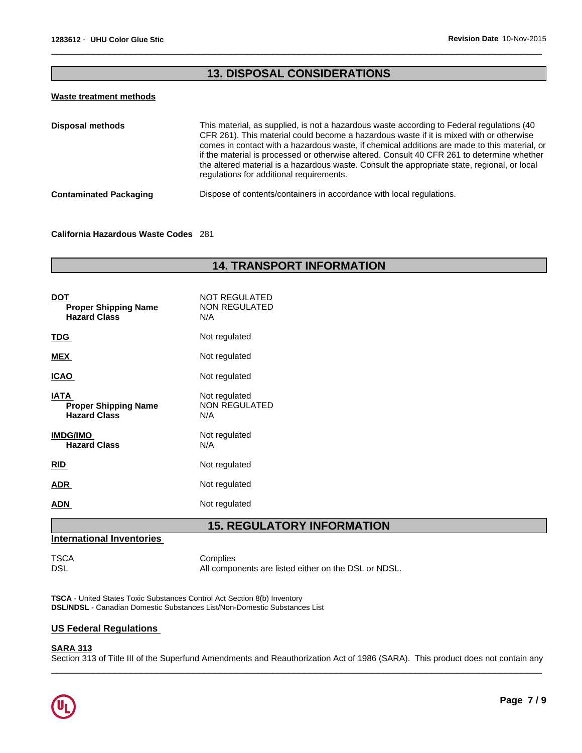## 13. DISPOSAL CONSIDERATIONS

**Waste treatment methods**

| | |
|---|---|
| **Disposal methods** | This material, as supplied, is not a hazardous waste according to Federal regulations (40 CFR 261). This material could become a hazardous waste if it is mixed with or otherwise comes in contact with a hazardous waste, if chemical additions are made to this material, or if the material is processed or otherwise altered. Consult 40 CFR 261 to determine whether the altered material is a hazardous waste. Consult the appropriate state, regional, or local regulations for additional requirements. |
| **Contaminated Packaging** | Dispose of contents/containers in accordance with local regulations. |

**California Hazardous Waste Codes** 281

## 14. TRANSPORT INFORMATION

| | |
|---|---|
| **DOT** | NOT REGULATED |
| **Proper Shipping Name** | NON REGULATED |
| **Hazard Class** | N/A |
| **TDG** | Not regulated |
| **MEX** | Not regulated |
| **ICAO** | Not regulated |
| **IATA** | Not regulated |
| **Proper Shipping Name** | NON REGULATED |
| **Hazard Class** | N/A |
| **IMDG/IMO** | Not regulated |
| **Hazard Class** | N/A |
| **RID** | Not regulated |
| **ADR** | Not regulated |
| **ADN** | Not regulated |

## 15. REGULATORY INFORMATION

**International Inventories**

| | |
|---|---|
| TSCA | Complies |
| DSL | All components are listed either on the DSL or NDSL. |

**TSCA** - United States Toxic Substances Control Act Section 8(b) Inventory
**DSL/NDSL** - Canadian Domestic Substances List/Non-Domestic Substances List

**US Federal Regulations**

**SARA 313**
Section 313 of Title III of the Superfund Amendments and Reauthorization Act of 1986 (SARA). This product does not contain any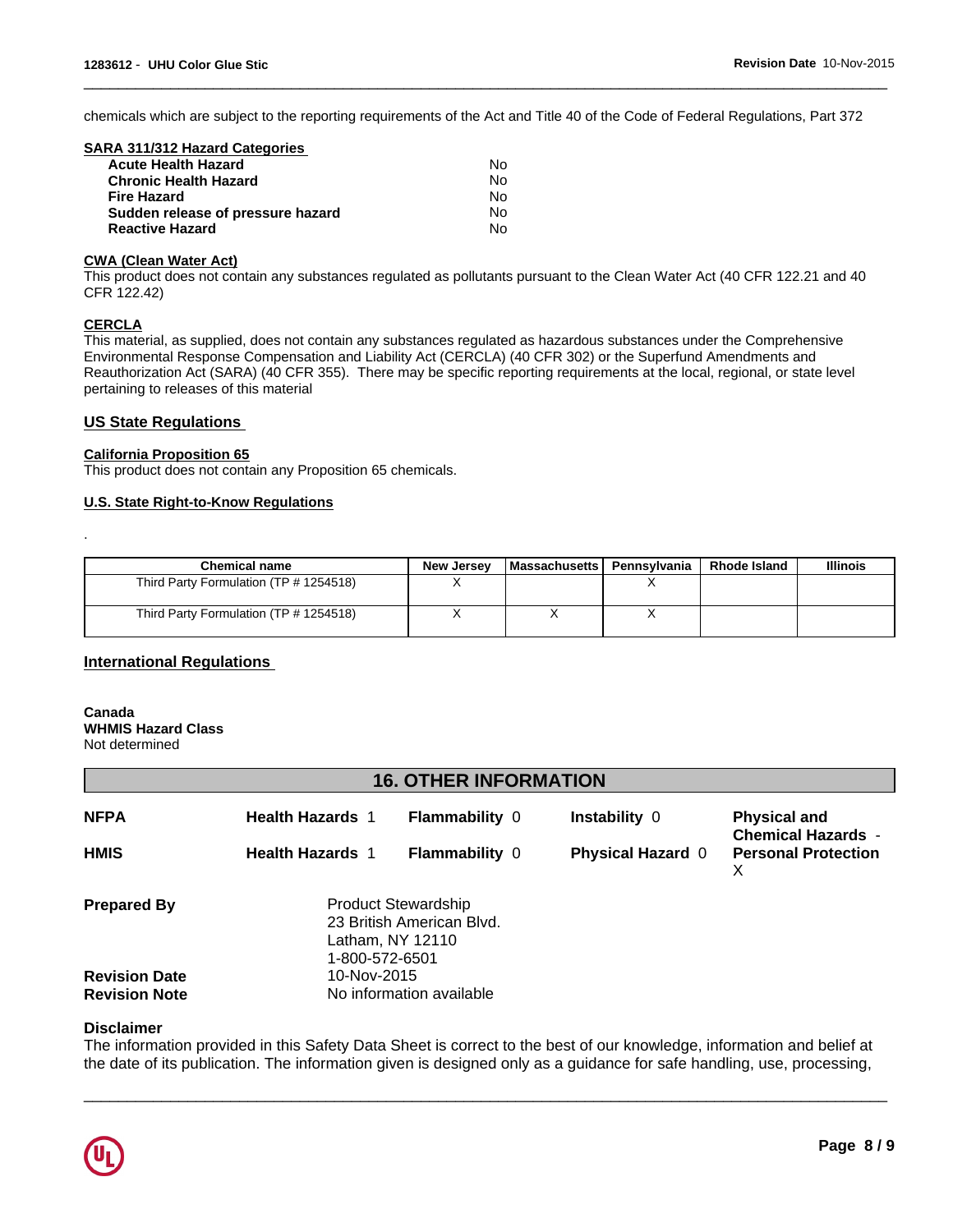chemicals which are subject to the reporting requirements of the Act and Title 40 of the Code of Federal Regulations, Part 372

**SARA 311/312 Hazard Categories**

| | |
|---|---|
| **Acute Health Hazard** | No |
| **Chronic Health Hazard** | No |
| **Fire Hazard** | No |
| **Sudden release of pressure hazard** | No |
| **Reactive Hazard** | No |

**CWA (Clean Water Act)**

This product does not contain any substances regulated as pollutants pursuant to the Clean Water Act (40 CFR 122.21 and 40 CFR 122.42)

**CERCLA**

This material, as supplied, does not contain any substances regulated as hazardous substances under the Comprehensive Environmental Response Compensation and Liability Act (CERCLA) (40 CFR 302) or the Superfund Amendments and Reauthorization Act (SARA) (40 CFR 355). There may be specific reporting requirements at the local, regional, or state level pertaining to releases of this material

## US State Regulations

**California Proposition 65**

This product does not contain any Proposition 65 chemicals.

**U.S. State Right-to-Know Regulations**

.

| Chemical name | New Jersey | Massachusetts | Pennsylvania | Rhode Island | Illinois |
|---|---|---|---|---|---|
| Third Party Formulation (TP # 1254518) | X | | X | | |
| Third Party Formulation (TP # 1254518) | X | X | X | | |

## International Regulations

**Canada**

**WHMIS Hazard Class**

Not determined

# 16. OTHER INFORMATION

| | | | | |
|---|---|---|---|---|
| **NFPA** | **Health Hazards** 1 | **Flammability** 0 | **Instability** 0 | **Physical and Chemical Hazards** - |
| **HMIS** | **Health Hazards** 1 | **Flammability** 0 | **Physical Hazard** 0 | **Personal Protection** X |

**Prepared By**

Product Stewardship
23 British American Blvd.
Latham, NY 12110
1-800-572-6501

**Revision Date** 10-Nov-2015

**Revision Note** No information available

**Disclaimer**

The information provided in this Safety Data Sheet is correct to the best of our knowledge, information and belief at the date of its publication. The information given is designed only as a guidance for safe handling, use, processing,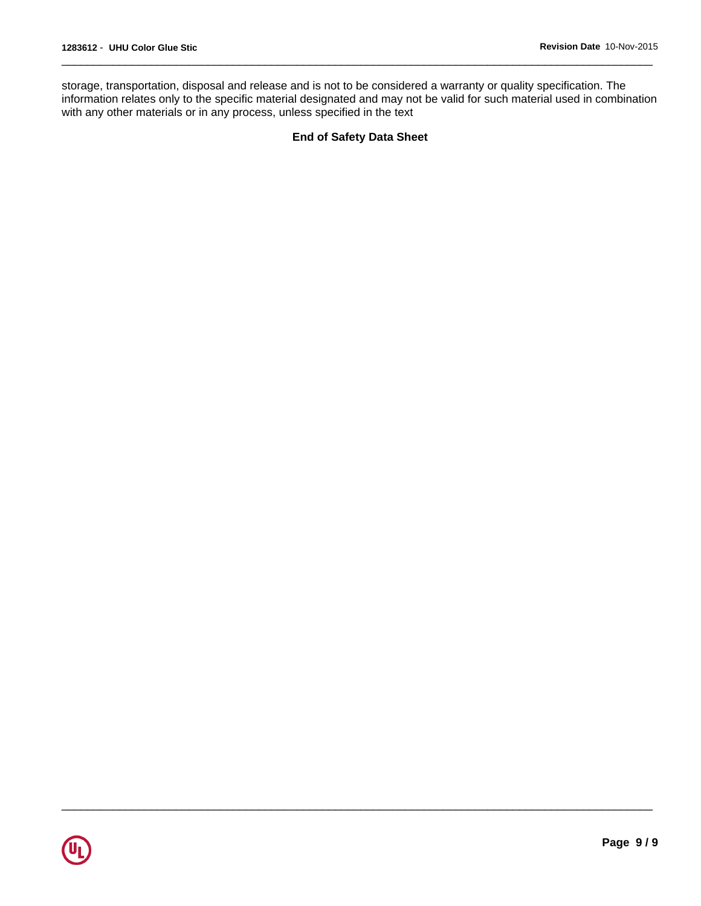storage, transportation, disposal and release and is not to be considered a warranty or quality specification. The information relates only to the specific material designated and may not be valid for such material used in combination with any other materials or in any process, unless specified in the text

**End of Safety Data Sheet**